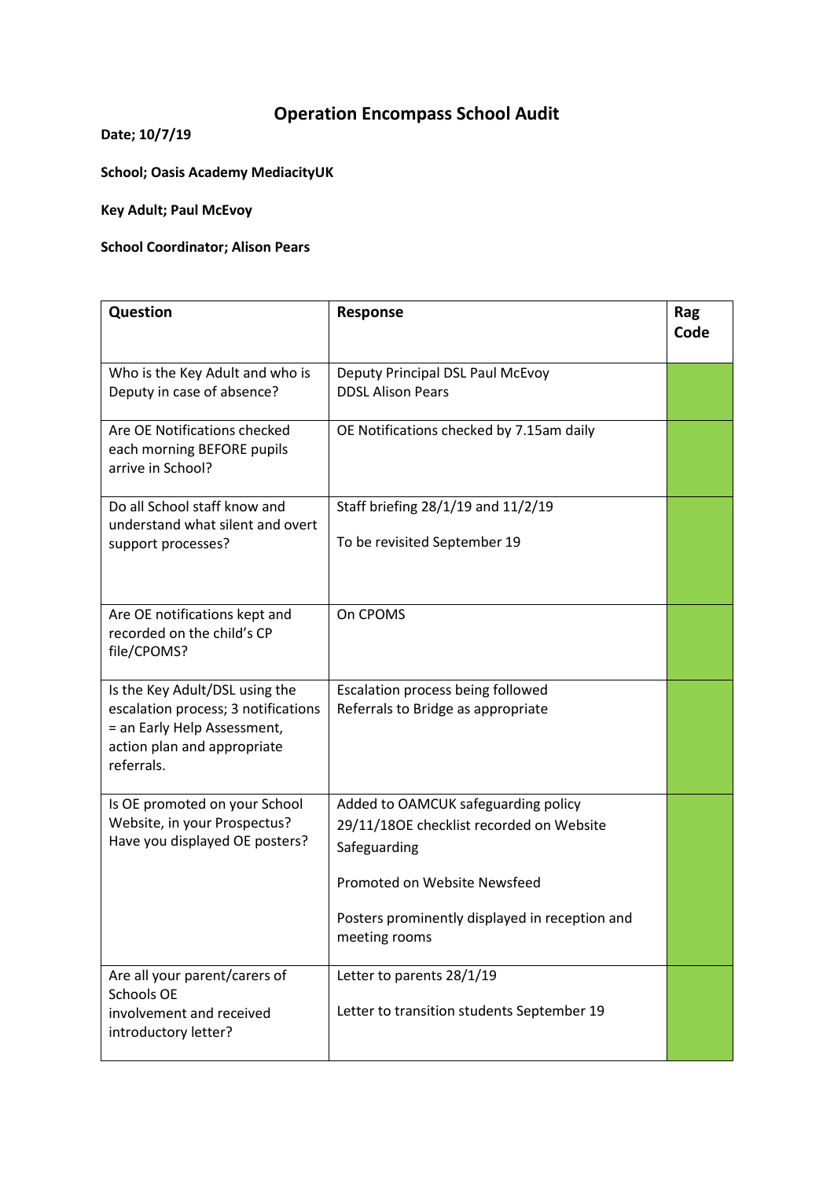# Operation Encompass School Audit

**Date; 10/7/19**

**School; Oasis Academy MediacityUK**

**Key Adult; Paul McEvoy**

**School Coordinator; Alison Pears**

| **Question** | **Response** | **Rag Code** |
|---|---|---|
| Who is the Key Adult and who is Deputy in case of absence? | Deputy Principal DSL Paul McEvoy<br>DDSL Alison Pears | |
| Are OE Notifications checked each morning BEFORE pupils arrive in School? | OE Notifications checked by 7.15am daily | |
| Do all School staff know and understand what silent and overt support processes? | Staff briefing 28/1/19 and 11/2/19<br><br>To be revisited September 19 | |
| Are OE notifications kept and recorded on the child's CP file/CPOMS? | On CPOMS | |
| Is the Key Adult/DSL using the escalation process; 3 notifications = an Early Help Assessment, action plan and appropriate referrals. | Escalation process being followed<br>Referrals to Bridge as appropriate | |
| Is OE promoted on your School Website, in your Prospectus? Have you displayed OE posters? | Added to OAMCUK safeguarding policy<br>29/11/18OE checklist recorded on Website Safeguarding<br><br>Promoted on Website Newsfeed<br><br>Posters prominently displayed in reception and meeting rooms | |
| Are all your parent/carers of Schools OE involvement and received introductory letter? | Letter to parents 28/1/19<br><br>Letter to transition students September 19 | |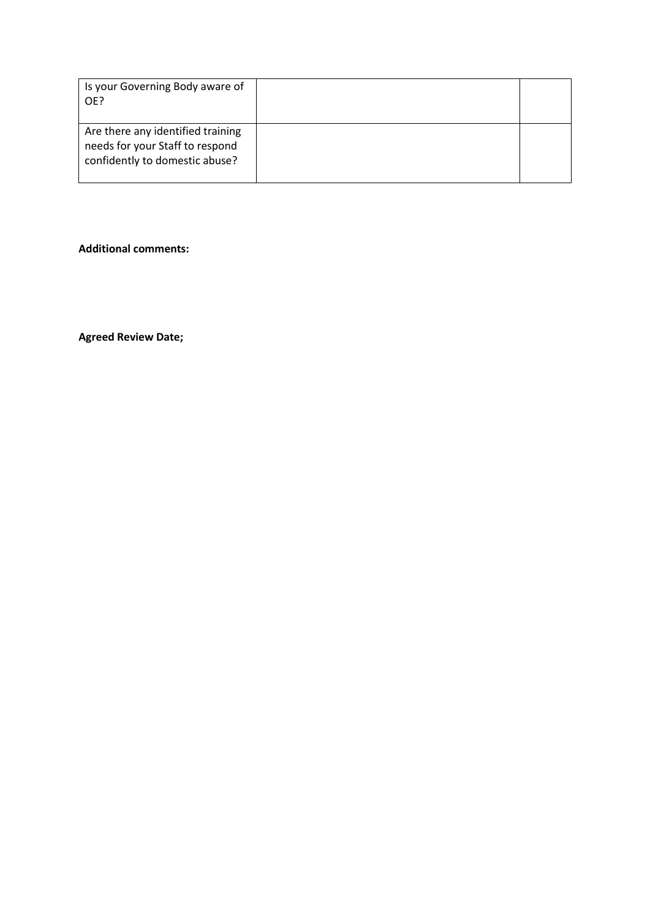| | | |
|---|---|---|
| Is your Governing Body aware of OE? | | |
| Are there any identified training needs for your Staff to respond confidently to domestic abuse? | | |

**Additional comments:**

**Agreed Review Date;**